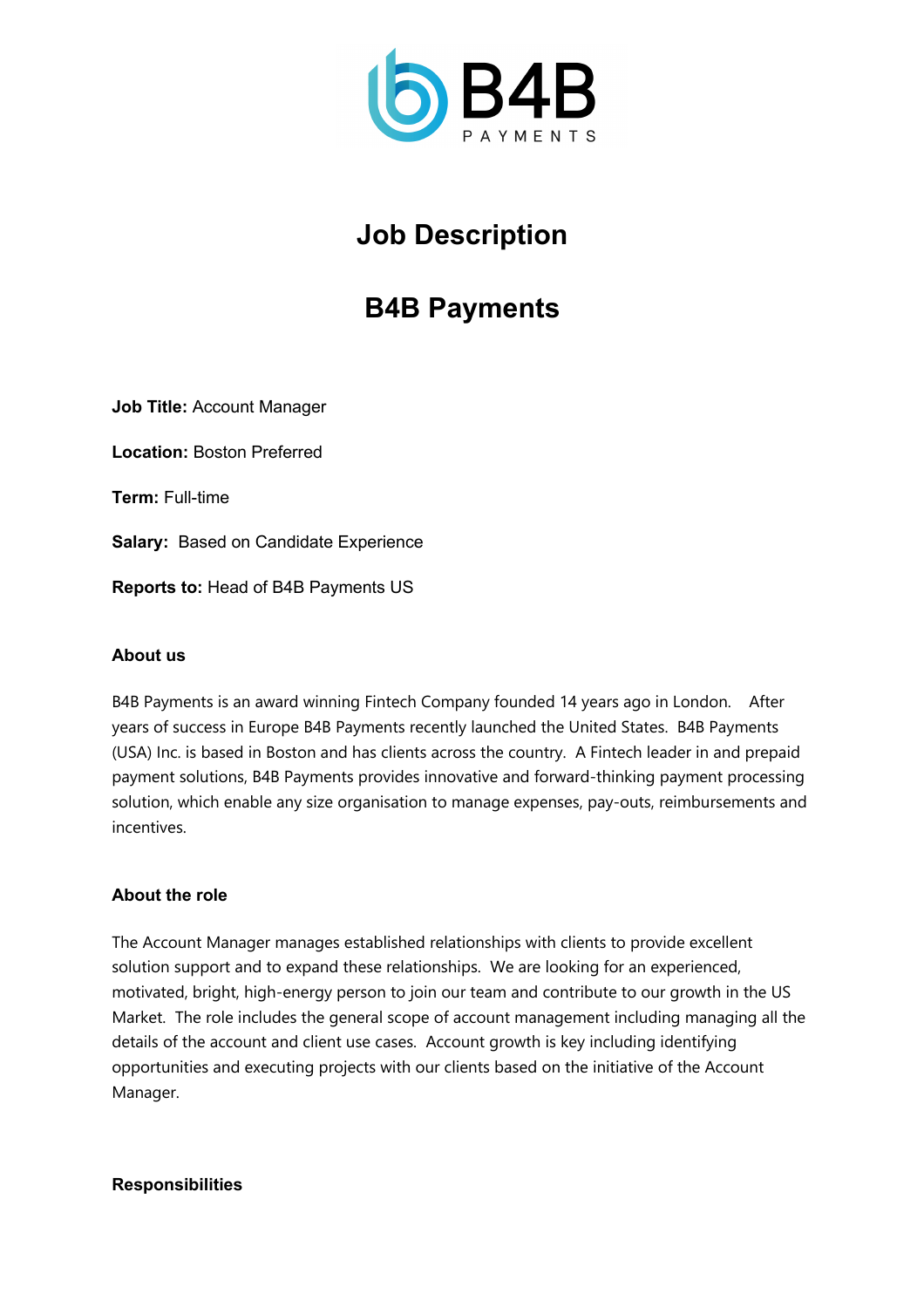# Job Description

# B4B Payments

**Job Title:** Account Manager

**Location:** Boston Preferred

**Term:** Full-time

**Salary:** Based on Candidate Experience

**Reports to:** Head of B4B Payments US

**About us**

B4B Payments is an award winning Fintech Company founded 14 years ago in London. After years of success in Europe B4B Payments recently launched the United States. B4B Payments (USA) Inc. is based in Boston and has clients across the country. A Fintech leader in and prepaid payment solutions, B4B Payments provides innovative and forward-thinking payment processing solution, which enable any size organisation to manage expenses, pay-outs, reimbursements and incentives.

**About the role**

The Account Manager manages established relationships with clients to provide excellent solution support and to expand these relationships. We are looking for an experienced, motivated, bright, high-energy person to join our team and contribute to our growth in the US Market. The role includes the general scope of account management including managing all the details of the account and client use cases. Account growth is key including identifying opportunities and executing projects with our clients based on the initiative of the Account Manager.

**Responsibilities**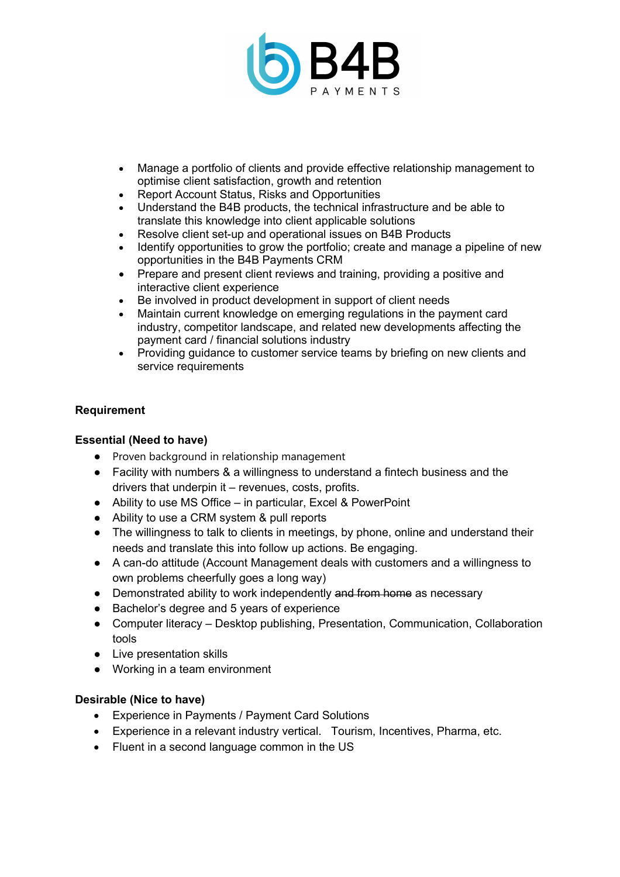- Manage a portfolio of clients and provide effective relationship management to optimise client satisfaction, growth and retention
- Report Account Status, Risks and Opportunities
- Understand the B4B products, the technical infrastructure and be able to translate this knowledge into client applicable solutions
- Resolve client set-up and operational issues on B4B Products
- Identify opportunities to grow the portfolio; create and manage a pipeline of new opportunities in the B4B Payments CRM
- Prepare and present client reviews and training, providing a positive and interactive client experience
- Be involved in product development in support of client needs
- Maintain current knowledge on emerging regulations in the payment card industry, competitor landscape, and related new developments affecting the payment card / financial solutions industry
- Providing guidance to customer service teams by briefing on new clients and service requirements

**Requirement**

**Essential (Need to have)**

- Proven background in relationship management
- Facility with numbers & a willingness to understand a fintech business and the drivers that underpin it – revenues, costs, profits.
- Ability to use MS Office – in particular, Excel & PowerPoint
- Ability to use a CRM system & pull reports
- The willingness to talk to clients in meetings, by phone, online and understand their needs and translate this into follow up actions. Be engaging.
- A can-do attitude (Account Management deals with customers and a willingness to own problems cheerfully goes a long way)
- Demonstrated ability to work independently ~~and from home~~ as necessary
- Bachelor's degree and 5 years of experience
- Computer literacy – Desktop publishing, Presentation, Communication, Collaboration tools
- Live presentation skills
- Working in a team environment

**Desirable (Nice to have)**

- Experience in Payments / Payment Card Solutions
- Experience in a relevant industry vertical. Tourism, Incentives, Pharma, etc.
- Fluent in a second language common in the US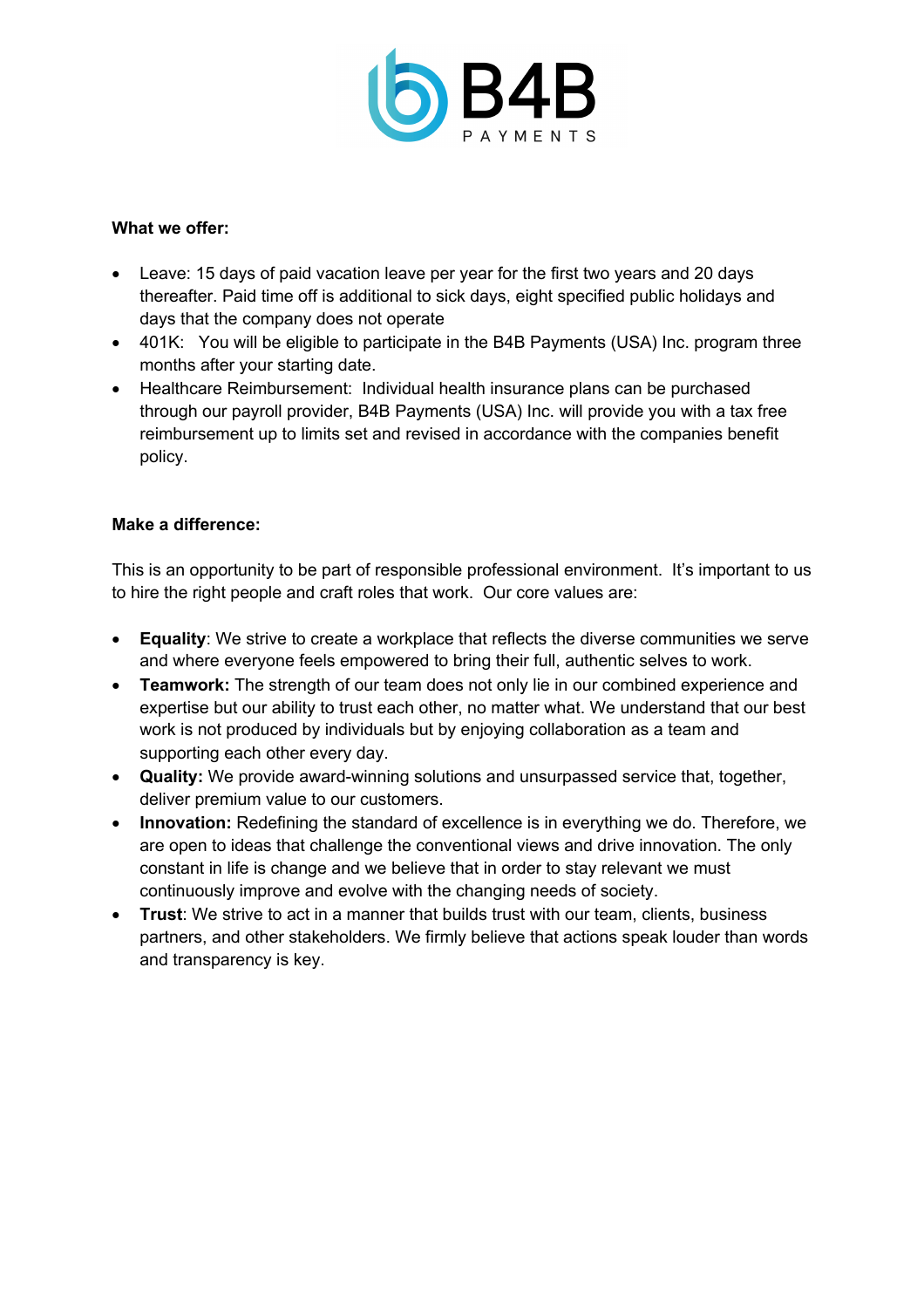**What we offer:**

- Leave: 15 days of paid vacation leave per year for the first two years and 20 days thereafter. Paid time off is additional to sick days, eight specified public holidays and days that the company does not operate
- 401K: You will be eligible to participate in the B4B Payments (USA) Inc. program three months after your starting date.
- Healthcare Reimbursement: Individual health insurance plans can be purchased through our payroll provider, B4B Payments (USA) Inc. will provide you with a tax free reimbursement up to limits set and revised in accordance with the companies benefit policy.

**Make a difference:**

This is an opportunity to be part of responsible professional environment. It's important to us to hire the right people and craft roles that work. Our core values are:

- **Equality**: We strive to create a workplace that reflects the diverse communities we serve and where everyone feels empowered to bring their full, authentic selves to work.
- **Teamwork:** The strength of our team does not only lie in our combined experience and expertise but our ability to trust each other, no matter what. We understand that our best work is not produced by individuals but by enjoying collaboration as a team and supporting each other every day.
- **Quality:** We provide award-winning solutions and unsurpassed service that, together, deliver premium value to our customers.
- **Innovation:** Redefining the standard of excellence is in everything we do. Therefore, we are open to ideas that challenge the conventional views and drive innovation. The only constant in life is change and we believe that in order to stay relevant we must continuously improve and evolve with the changing needs of society.
- **Trust**: We strive to act in a manner that builds trust with our team, clients, business partners, and other stakeholders. We firmly believe that actions speak louder than words and transparency is key.